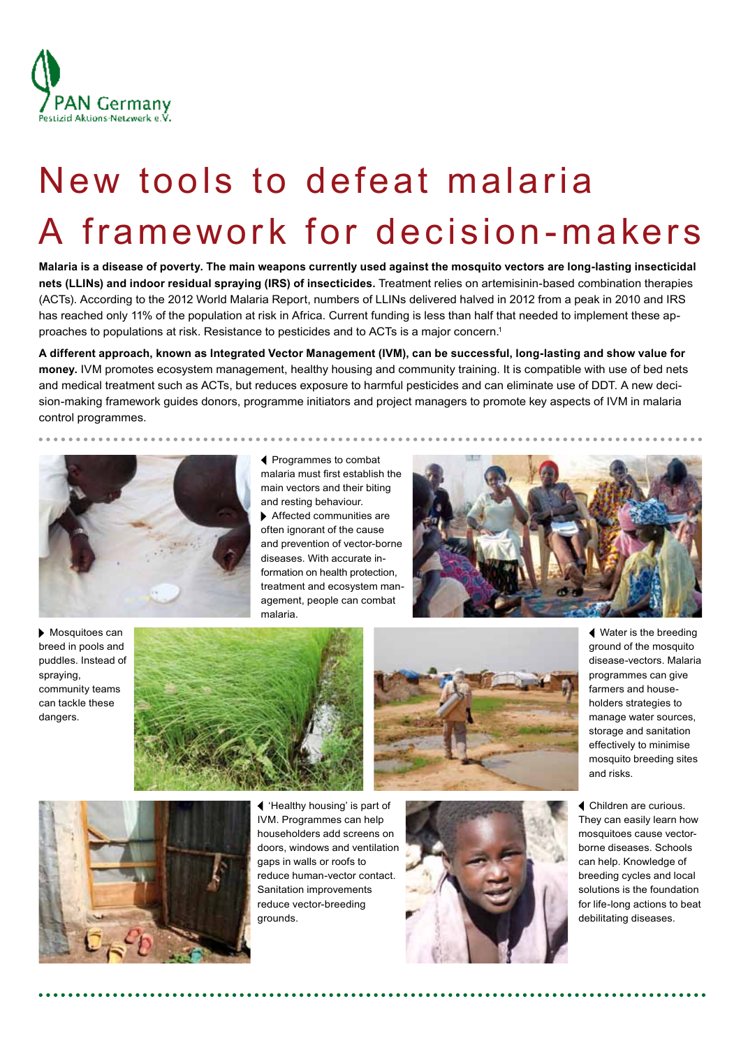PAN Germany
Pestizid Aktions-Netzwerk e.V.

# New tools to defeat malaria
# A framework for decision-makers

**Malaria is a disease of poverty. The main weapons currently used against the mosquito vectors are long-lasting insecticidal nets (LLINs) and indoor residual spraying (IRS) of insecticides.** Treatment relies on artemisinin-based combination therapies (ACTs). According to the 2012 World Malaria Report, numbers of LLINs delivered halved in 2012 from a peak in 2010 and IRS has reached only 11% of the population at risk in Africa. Current funding is less than half that needed to implement these approaches to populations at risk. Resistance to pesticides and to ACTs is a major concern.[1]

**A different approach, known as Integrated Vector Management (IVM), can be successful, long-lasting and show value for money.** IVM promotes ecosystem management, healthy housing and community training. It is compatible with use of bed nets and medical treatment such as ACTs, but reduces exposure to harmful pesticides and can eliminate use of DDT. A new decision-making framework guides donors, programme initiators and project managers to promote key aspects of IVM in malaria control programmes.

◀ Programmes to combat malaria must first establish the main vectors and their biting and resting behaviour.

▶ Affected communities are often ignorant of the cause and prevention of vector-borne diseases. With accurate information on health protection, treatment and ecosystem management, people can combat malaria.

▶ Mosquitoes can breed in pools and puddles. Instead of spraying, community teams can tackle these dangers.

◀ Water is the breeding ground of the mosquito disease-vectors. Malaria programmes can give farmers and householders strategies to manage water sources, storage and sanitation effectively to minimise mosquito breeding sites and risks.

◀ 'Healthy housing' is part of IVM. Programmes can help householders add screens on doors, windows and ventilation gaps in walls or roofs to reduce human-vector contact. Sanitation improvements reduce vector-breeding grounds.

◀ Children are curious. They can easily learn how mosquitoes cause vector-borne diseases. Schools can help. Knowledge of breeding cycles and local solutions is the foundation for life-long actions to beat debilitating diseases.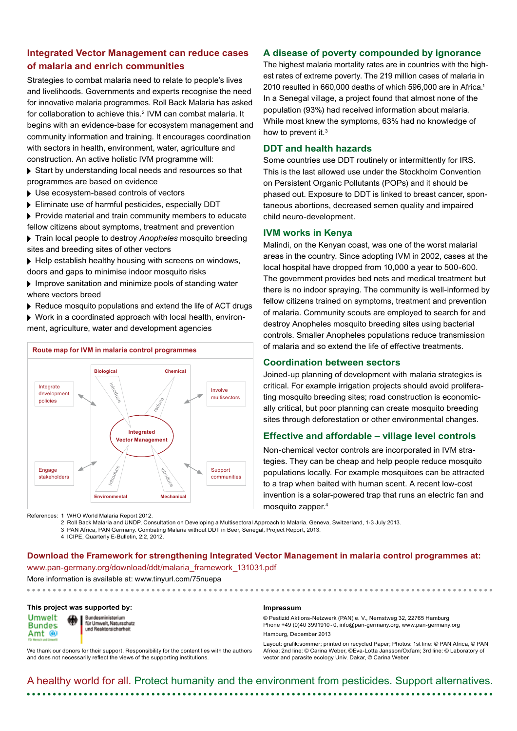## Integrated Vector Management can reduce cases of malaria and enrich communities

Strategies to combat malaria need to relate to people's lives and livelihoods. Governments and experts recognise the need for innovative malaria programmes. Roll Back Malaria has asked for collaboration to achieve this.[2] IVM can combat malaria. It begins with an evidence-base for ecosystem management and community information and training. It encourages coordination with sectors in health, environment, water, agriculture and construction. An active holistic IVM programme will:

- Start by understanding local needs and resources so that programmes are based on evidence
- Use ecosystem-based controls of vectors
- Eliminate use of harmful pesticides, especially DDT
- Provide material and train community members to educate fellow citizens about symptoms, treatment and prevention
- Train local people to destroy *Anopheles* mosquito breeding sites and breeding sites of other vectors
- Help establish healthy housing with screens on windows, doors and gaps to minimise indoor mosquito risks
- Improve sanitation and minimize pools of standing water where vectors breed
- Reduce mosquito populations and extend the life of ACT drugs
- Work in a coordinated approach with local health, environment, agriculture, water and development agencies

**Route map for IVM in malaria control programmes**

Biological
Chemical
Environmental
Mechanical
introduce
reduce
introduce
introduce
Integrated Vector Management
Integrate development policies
Involve multisectors
Engage stakeholders
Support communities

## A disease of poverty compounded by ignorance

The highest malaria mortality rates are in countries with the highest rates of extreme poverty. The 219 million cases of malaria in 2010 resulted in 660,000 deaths of which 596,000 are in Africa.[1] In a Senegal village, a project found that almost none of the population (93%) had received information about malaria. While most knew the symptoms, 63% had no knowledge of how to prevent it.[3]

## DDT and health hazards

Some countries use DDT routinely or intermittently for IRS. This is the last allowed use under the Stockholm Convention on Persistent Organic Pollutants (POPs) and it should be phased out. Exposure to DDT is linked to breast cancer, spontaneous abortions, decreased semen quality and impaired child neuro-development.

## IVM works in Kenya

Malindi, on the Kenyan coast, was one of the worst malarial areas in the country. Since adopting IVM in 2002, cases at the local hospital have dropped from 10,000 a year to 500-600. The government provides bed nets and medical treatment but there is no indoor spraying. The community is well-informed by fellow citizens trained on symptoms, treatment and prevention of malaria. Community scouts are employed to search for and destroy Anopheles mosquito breeding sites using bacterial controls. Smaller Anopheles populations reduce transmission of malaria and so extend the life of effective treatments.

## Coordination between sectors

Joined-up planning of development with malaria strategies is critical. For example irrigation projects should avoid proliferating mosquito breeding sites; road construction is economically critical, but poor planning can create mosquito breeding sites through deforestation or other environmental changes.

## Effective and affordable – village level controls

Non-chemical vector controls are incorporated in IVM strategies. They can be cheap and help people reduce mosquito populations locally. For example mosquitoes can be attracted to a trap when baited with human scent. A recent low-cost invention is a solar-powered trap that runs an electric fan and mosquito zapper.[4]

References:
1 WHO World Malaria Report 2012.
2 Roll Back Malaria and UNDP, Consultation on Developing a Multisectoral Approach to Malaria. Geneva, Switzerland, 1-3 July 2013.
3 PAN Africa, PAN Germany. Combating Malaria without DDT in Beer, Senegal, Project Report, 2013.
4 ICIPE, Quarterly E-Bulletin, 2:2, 2012.

**Download the Framework for strengthening Integrated Vector Management in malaria control programmes at:**
www.pan-germany.org/download/ddt/malaria_framework_131031.pdf

More information is available at: www.tinyurl.com/75nuepa

**This project was supported by:**

Umwelt Bundes Amt
Bundesministerium für Umwelt, Naturschutz und Reaktorsicherheit

We thank our donors for their support. Responsibility for the content lies with the authors and does not necessarily reflect the views of the supporting institutions.

**Impressum**

© Pestizid Aktions-Netzwerk (PAN) e. V., Nernstweg 32, 22765 Hamburg
Phone +49 (0)40 3991910 - 0, info@pan-germany.org, www.pan-germany.org
Hamburg, December 2013

Layout: grafik:sommer; printed on recycled Paper; Photos: 1st line: © PAN Africa, © PAN Africa; 2nd line: © Carina Weber, ©Eva-Lotta Jansson/Oxfam; 3rd line: © Laboratory of vector and parasite ecology Univ. Dakar, © Carina Weber

A healthy world for all. Protect humanity and the environment from pesticides. Support alternatives.